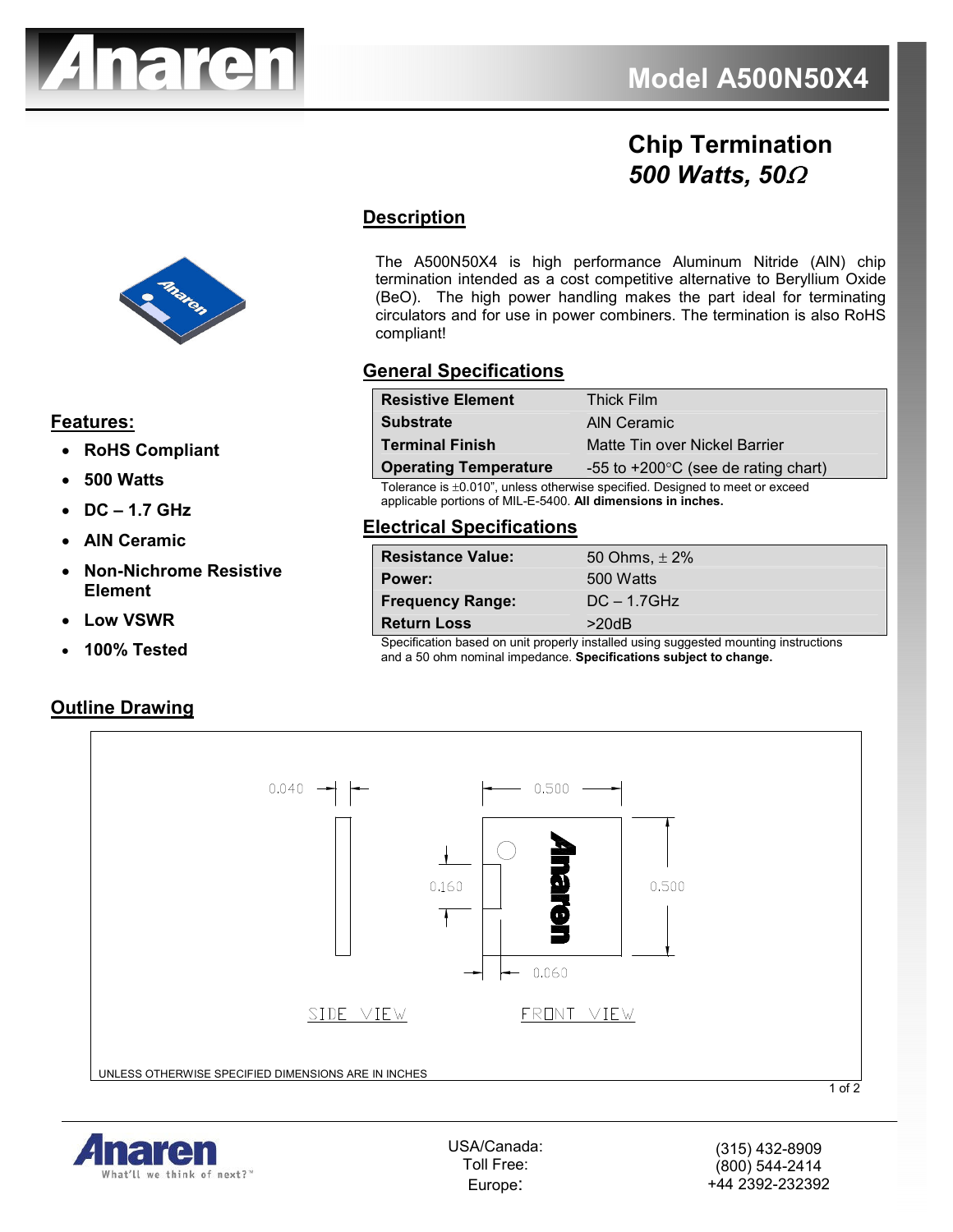# Model A500N50X4

## Chip Termination
### *500 Watts, 50Ω*

### Description

The A500N50X4 is high performance Aluminum Nitride (AlN) chip termination intended as a cost competitive alternative to Beryllium Oxide (BeO). The high power handling makes the part ideal for terminating circulators and for use in power combiners. The termination is also RoHS compliant!

### Features:

- **RoHS Compliant**
- **500 Watts**
- **DC – 1.7 GHz**
- **AlN Ceramic**
- **Non-Nichrome Resistive Element**
- **Low VSWR**
- **100% Tested**

### General Specifications

| | |
|---|---|
| **Resistive Element** | Thick Film |
| **Substrate** | AlN Ceramic |
| **Terminal Finish** | Matte Tin over Nickel Barrier |
| **Operating Temperature** | -55 to +200°C (see de rating chart) |

Tolerance is ±0.010", unless otherwise specified. Designed to meet or exceed applicable portions of MIL-E-5400. **All dimensions in inches.**

### Electrical Specifications

| | |
|---|---|
| **Resistance Value:** | 50 Ohms, ± 2% |
| **Power:** | 500 Watts |
| **Frequency Range:** | DC – 1.7GHz |
| **Return Loss** | >20dB |

Specification based on unit properly installed using suggested mounting instructions and a 50 ohm nominal impedance. **Specifications subject to change.**

### Outline Drawing

SIDE VIEW: 0.040

FRONT VIEW: 0.500 x 0.500, 0.160, 0.060

UNLESS OTHERWISE SPECIFIED DIMENSIONS ARE IN INCHES

USA/Canada: (315) 432-8909
Toll Free: (800) 544-2414
Europe: +44 2392-232392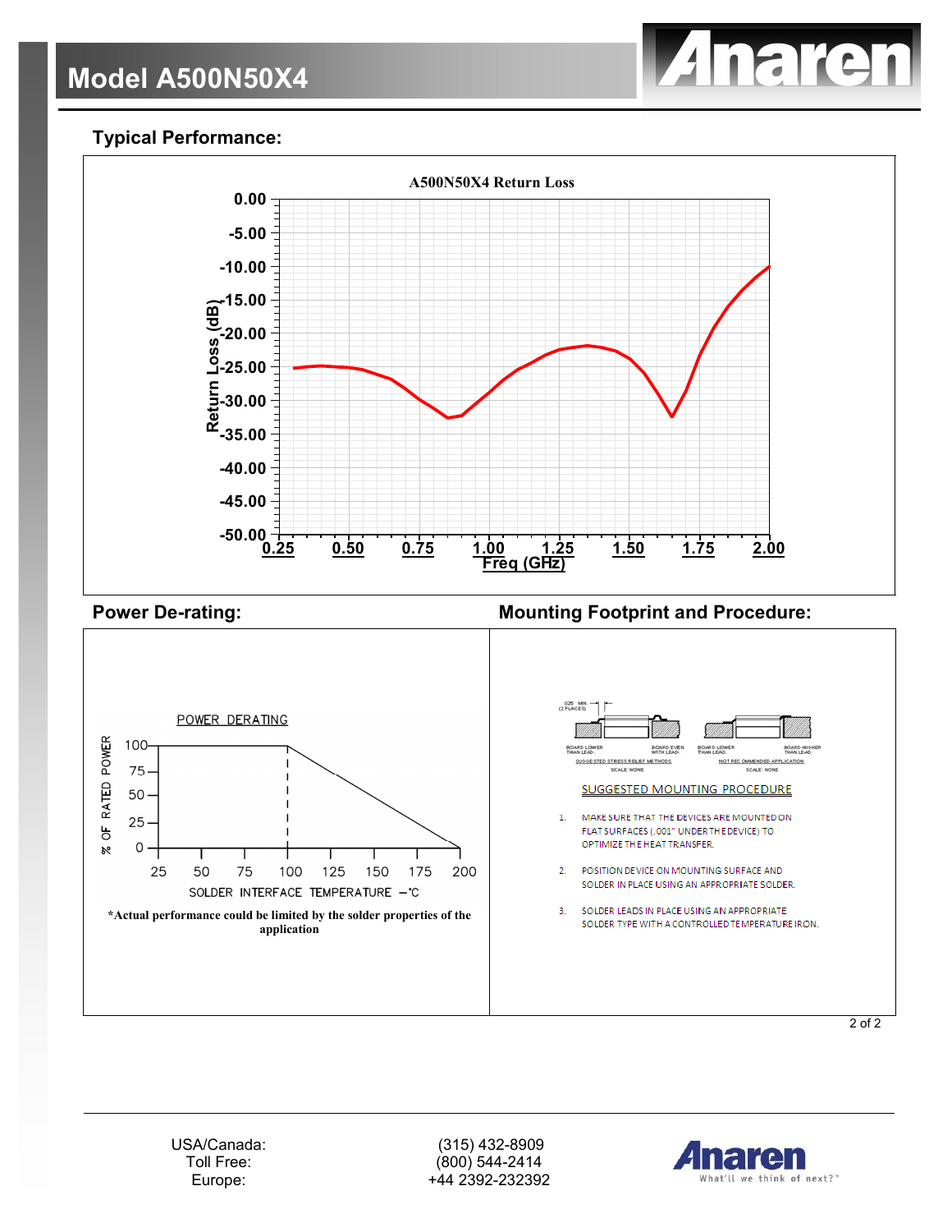# Model A500N50X4

## Typical Performance:

A500N50X4 Return Loss

Return Loss (dB)

0.00
-5.00
-10.00
-15.00
-20.00
-25.00
-30.00
-35.00
-40.00
-45.00
-50.00

0.25 0.50 0.75 1.00 1.25 1.50 1.75 2.00

Freq (GHz)

## Power De-rating:

POWER DERATING

% OF RATED POWER

100
75
50
25
0

25 50 75 100 125 150 175 200

SOLDER INTERFACE TEMPERATURE –°C

***Actual performance could be limited by the solder properties of the application**

## Mounting Footprint and Procedure:

.025 MIN (2 PLACES)

BOARD LOWER THAN LEAD

BOARD EVEN WITH LEAD

SUGGESTED STRESS RELIEF METHODS

SCALE: NONE

BOARD LOWER THAN LEAD

BOARD HIGHER THAN LEAD

NOT RECOMMENDED APPLICATION

SCALE: NONE

SUGGESTED MOUNTING PROCEDURE

1. MAKE SURE THAT THE DEVICES ARE MOUNTED ON FLAT SURFACES (.001" UNDER THE DEVICE) TO OPTIMIZE THE HEAT TRANSFER.
2. POSITION DEVICE ON MOUNTING SURFACE AND SOLDER IN PLACE USING AN APPROPRIATE SOLDER.
3. SOLDER LEADS IN PLACE USING AN APPROPRIATE SOLDER TYPE WITH A CONTROLLED TEMPERATURE IRON.

| | |
|---|---|
| USA/Canada: | (315) 432-8909 |
| Toll Free: | (800) 544-2414 |
| Europe: | +44 2392-232392 |

Anaren
What'll we think of next?™